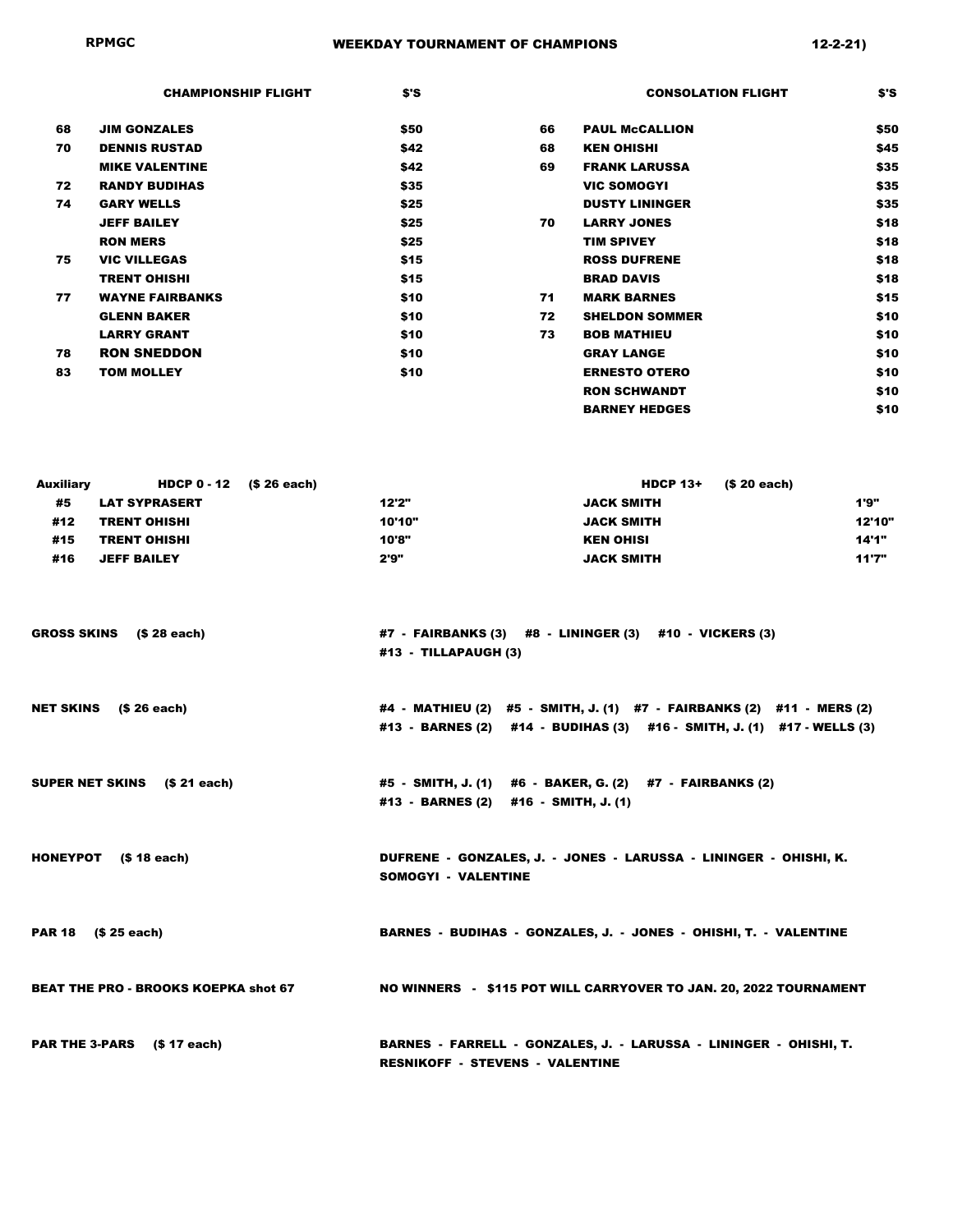**RPMGC** **WEEKDAY TOURNAMENT OF CHAMPIONS** **12-2-21)**

| | CHAMPIONSHIP FLIGHT | $'S | | CONSOLATION FLIGHT | $'S |
|---|---|---|---|---|---|
| 68 | JIM GONZALES | $50 | 66 | PAUL McCALLION | $50 |
| 70 | DENNIS RUSTAD | $42 | 68 | KEN OHISHI | $45 |
| | MIKE VALENTINE | $42 | 69 | FRANK LARUSSA | $35 |
| 72 | RANDY BUDIHAS | $35 | | VIC SOMOGYI | $35 |
| 74 | GARY WELLS | $25 | | DUSTY LININGER | $35 |
| | JEFF BAILEY | $25 | 70 | LARRY JONES | $18 |
| | RON MERS | $25 | | TIM SPIVEY | $18 |
| 75 | VIC VILLEGAS | $15 | | ROSS DUFRENE | $18 |
| | TRENT OHISHI | $15 | | BRAD DAVIS | $18 |
| 77 | WAYNE FAIRBANKS | $10 | 71 | MARK BARNES | $15 |
| | GLENN BAKER | $10 | 72 | SHELDON SOMMER | $10 |
| | LARRY GRANT | $10 | 73 | BOB MATHIEU | $10 |
| 78 | RON SNEDDON | $10 | | GRAY LANGE | $10 |
| 83 | TOM MOLLEY | $10 | | ERNESTO OTERO | $10 |
| | | | | RON SCHWANDT | $10 |
| | | | | BARNEY HEDGES | $10 |

| Auxiliary | HDCP 0 - 12 ($ 26 each) | | HDCP 13+ ($ 20 each) | |
|---|---|---|---|---|
| #5 | LAT SYPRASERT | 12'2" | JACK SMITH | 1'9" |
| #12 | TRENT OHISHI | 10'10" | JACK SMITH | 12'10" |
| #15 | TRENT OHISHI | 10'8" | KEN OHISI | 14'1" |
| #16 | JEFF BAILEY | 2'9" | JACK SMITH | 11'7" |

**GROSS SKINS ($ 28 each)**
#7 - FAIRBANKS (3) #8 - LININGER (3) #10 - VICKERS (3)
#13 - TILLAPAUGH (3)

**NET SKINS ($ 26 each)**
#4 - MATHIEU (2) #5 - SMITH, J. (1) #7 - FAIRBANKS (2) #11 - MERS (2)
#13 - BARNES (2) #14 - BUDIHAS (3) #16 - SMITH, J. (1) #17 - WELLS (3)

**SUPER NET SKINS ($ 21 each)**
#5 - SMITH, J. (1) #6 - BAKER, G. (2) #7 - FAIRBANKS (2)
#13 - BARNES (2) #16 - SMITH, J. (1)

**HONEYPOT ($ 18 each)**
DUFRENE - GONZALES, J. - JONES - LARUSSA - LININGER - OHISHI, K.
SOMOGYI - VALENTINE

**PAR 18 ($ 25 each)**
BARNES - BUDIHAS - GONZALES, J. - JONES - OHISHI, T. - VALENTINE

**BEAT THE PRO - BROOKS KOEPKA shot 67**
NO WINNERS - $115 POT WILL CARRYOVER TO JAN. 20, 2022 TOURNAMENT

**PAR THE 3-PARS ($ 17 each)**
BARNES - FARRELL - GONZALES, J. - LARUSSA - LININGER - OHISHI, T.
RESNIKOFF - STEVENS - VALENTINE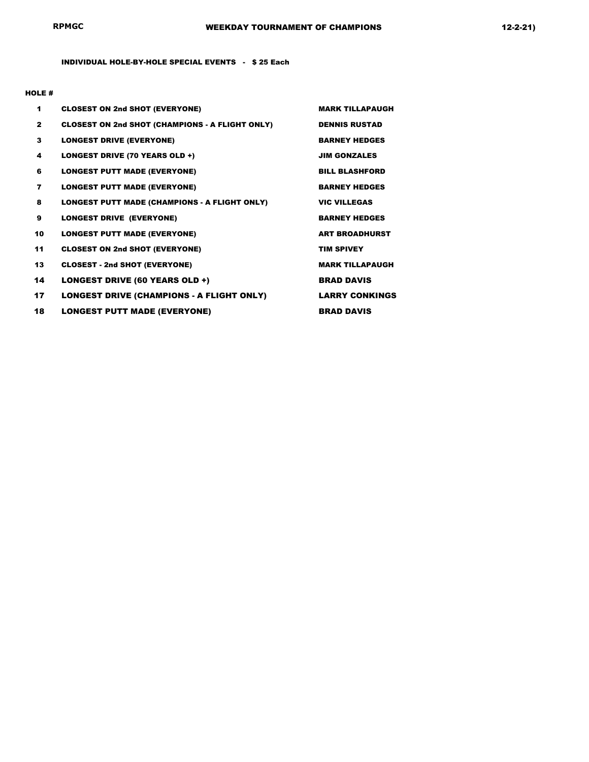RPMGC WEEKDAY TOURNAMENT OF CHAMPIONS 12-2-21)

**INDIVIDUAL HOLE-BY-HOLE SPECIAL EVENTS - $ 25 Each**

| HOLE # | | |
|---|---|---|
| 1 | CLOSEST ON 2nd SHOT (EVERYONE) | MARK TILLAPAUGH |
| 2 | CLOSEST ON 2nd SHOT (CHAMPIONS - A FLIGHT ONLY) | DENNIS RUSTAD |
| 3 | LONGEST DRIVE (EVERYONE) | BARNEY HEDGES |
| 4 | LONGEST DRIVE (70 YEARS OLD +) | JIM GONZALES |
| 6 | LONGEST PUTT MADE (EVERYONE) | BILL BLASHFORD |
| 7 | LONGEST PUTT MADE (EVERYONE) | BARNEY HEDGES |
| 8 | LONGEST PUTT MADE (CHAMPIONS - A FLIGHT ONLY) | VIC VILLEGAS |
| 9 | LONGEST DRIVE (EVERYONE) | BARNEY HEDGES |
| 10 | LONGEST PUTT MADE (EVERYONE) | ART BROADHURST |
| 11 | CLOSEST ON 2nd SHOT (EVERYONE) | TIM SPIVEY |
| 13 | CLOSEST - 2nd SHOT (EVERYONE) | MARK TILLAPAUGH |
| 14 | LONGEST DRIVE (60 YEARS OLD +) | BRAD DAVIS |
| 17 | LONGEST DRIVE (CHAMPIONS - A FLIGHT ONLY) | LARRY CONKINGS |
| 18 | LONGEST PUTT MADE (EVERYONE) | BRAD DAVIS |